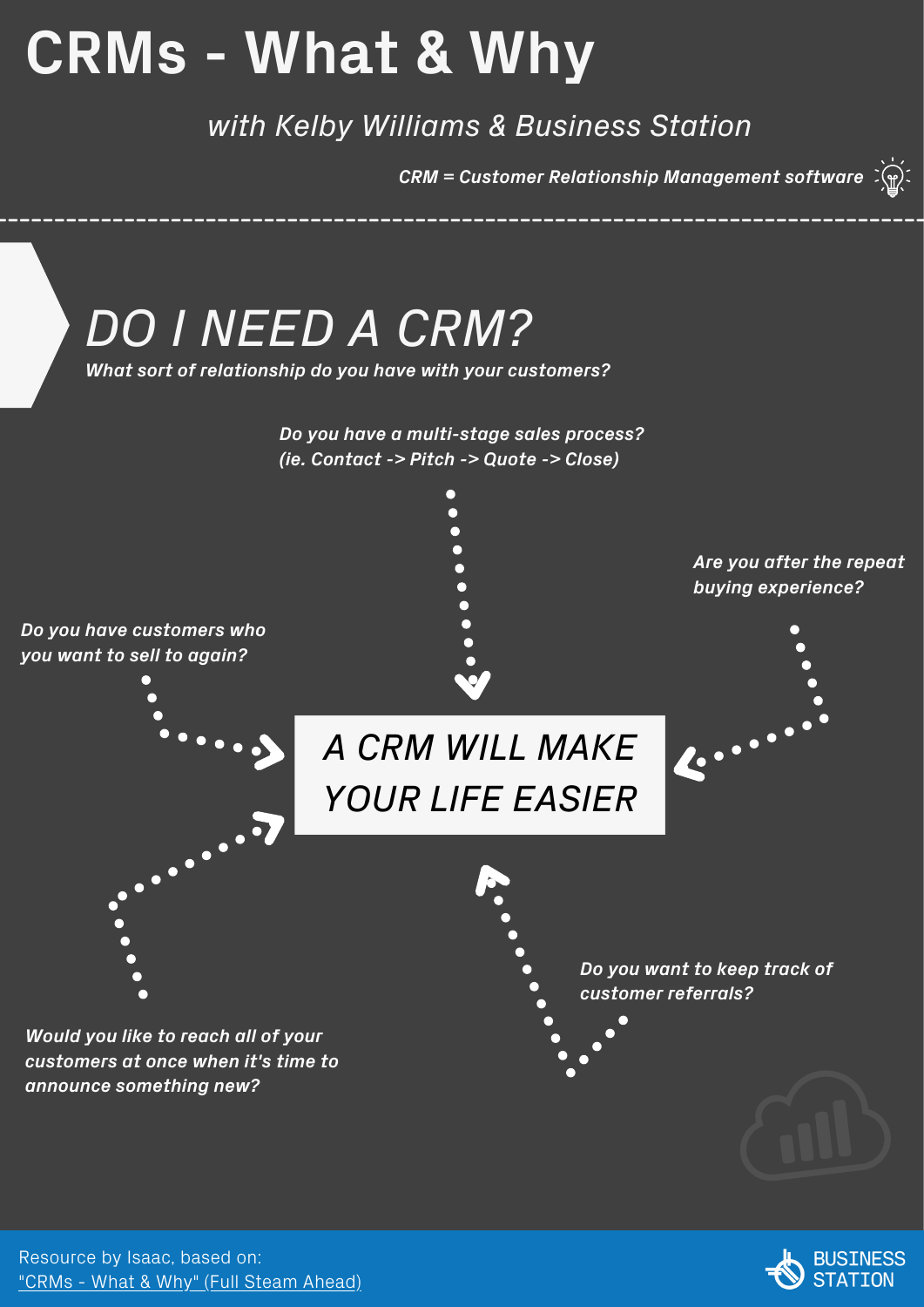# CRMs - What & Why

*with Kelby Williams & Business Station*

***CRM = Customer Relationship Management software***

## *DO I NEED A CRM?*

***What sort of relationship do you have with your customers?***

- ***Do you have a multi-stage sales process? (ie. Contact -> Pitch -> Quote -> Close)***
- ***Are you after the repeat buying experience?***
- ***Do you have customers who you want to sell to again?***
- ***Do you want to keep track of customer referrals?***
- ***Would you like to reach all of your customers at once when it's time to announce something new?***

### *A CRM WILL MAKE YOUR LIFE EASIER*

Resource by Isaac, based on:
"CRMs - What & Why" (Full Steam Ahead)

BUSINESS STATION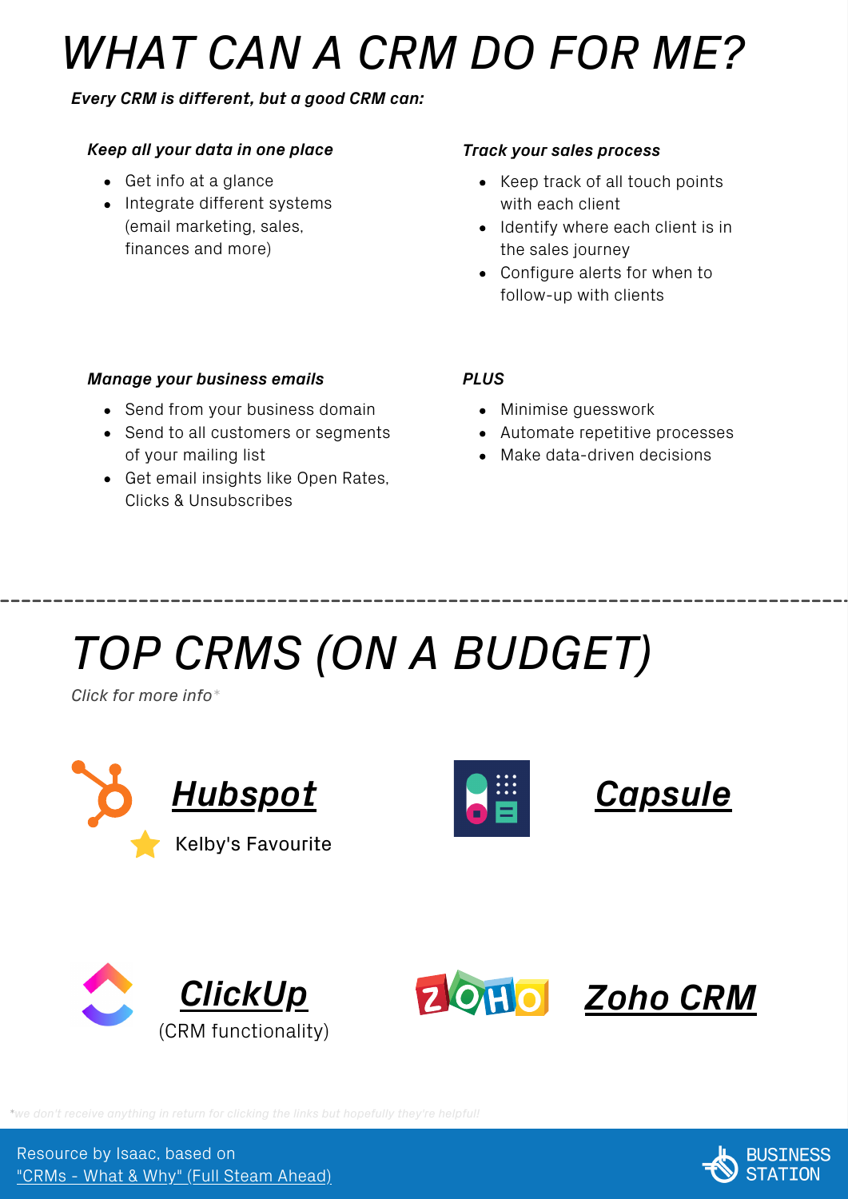# WHAT CAN A CRM DO FOR ME?

***Every CRM is different, but a good CRM can:***

***Keep all your data in one place***

- Get info at a glance
- Integrate different systems (email marketing, sales, finances and more)

***Track your sales process***

- Keep track of all touch points with each client
- Identify where each client is in the sales journey
- Configure alerts for when to follow-up with clients

***Manage your business emails***

- Send from your business domain
- Send to all customers or segments of your mailing list
- Get email insights like Open Rates, Clicks & Unsubscribes

***PLUS***

- Minimise guesswork
- Automate repetitive processes
- Make data-driven decisions

---

# TOP CRMS (ON A BUDGET)

*Click for more info**

***Hubspot***

Kelby's Favourite

***Capsule***

***ClickUp***

(CRM functionality)

***Zoho CRM***

**we don't receive anything in return for clicking the links but hopefully they're helpful*

Resource by Isaac, based on "CRMs - What & Why" (Full Steam Ahead)

BUSINESS STATION